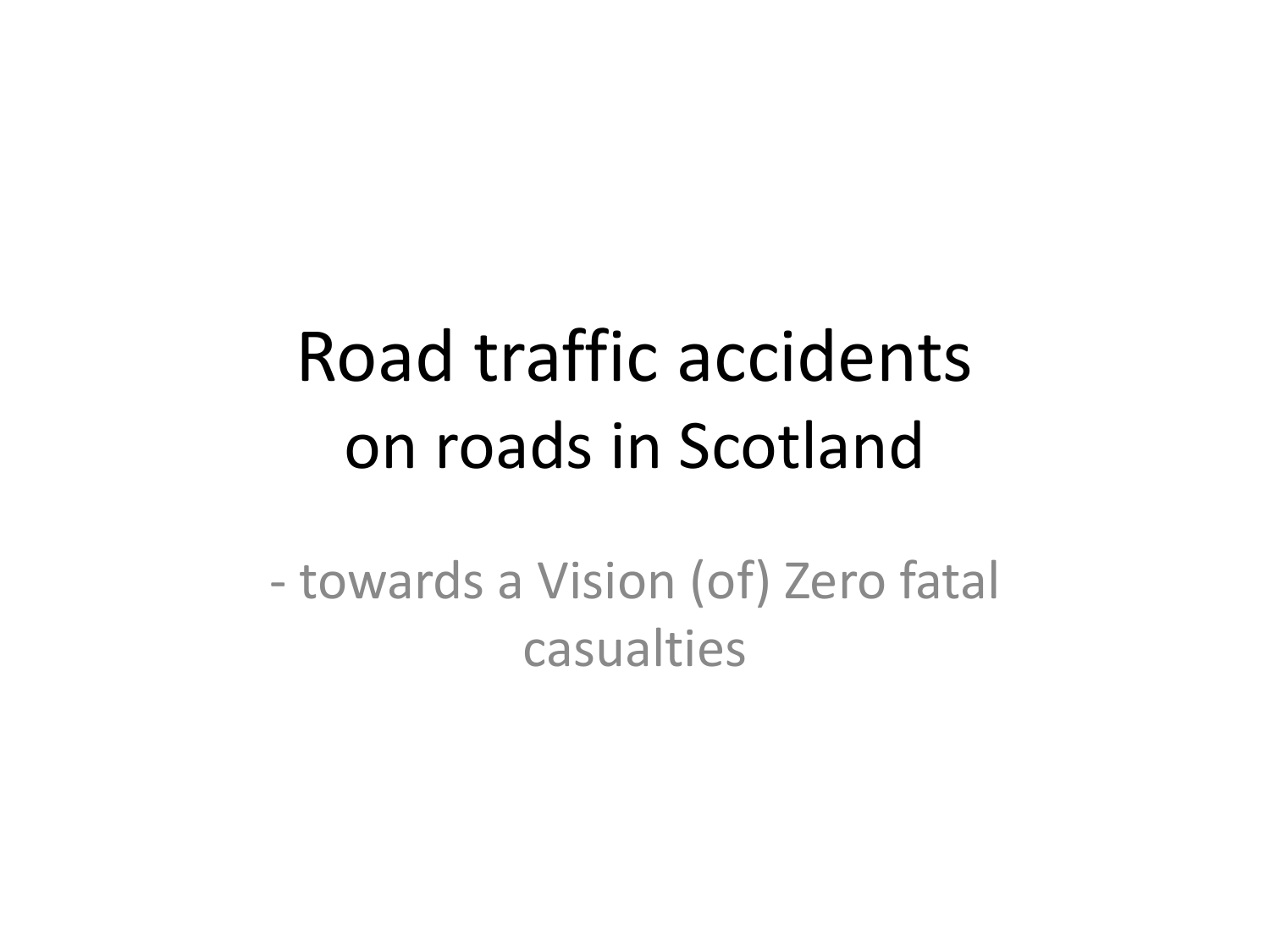# Road traffic accidents on roads in Scotland

- towards a Vision (of) Zero fatal casualties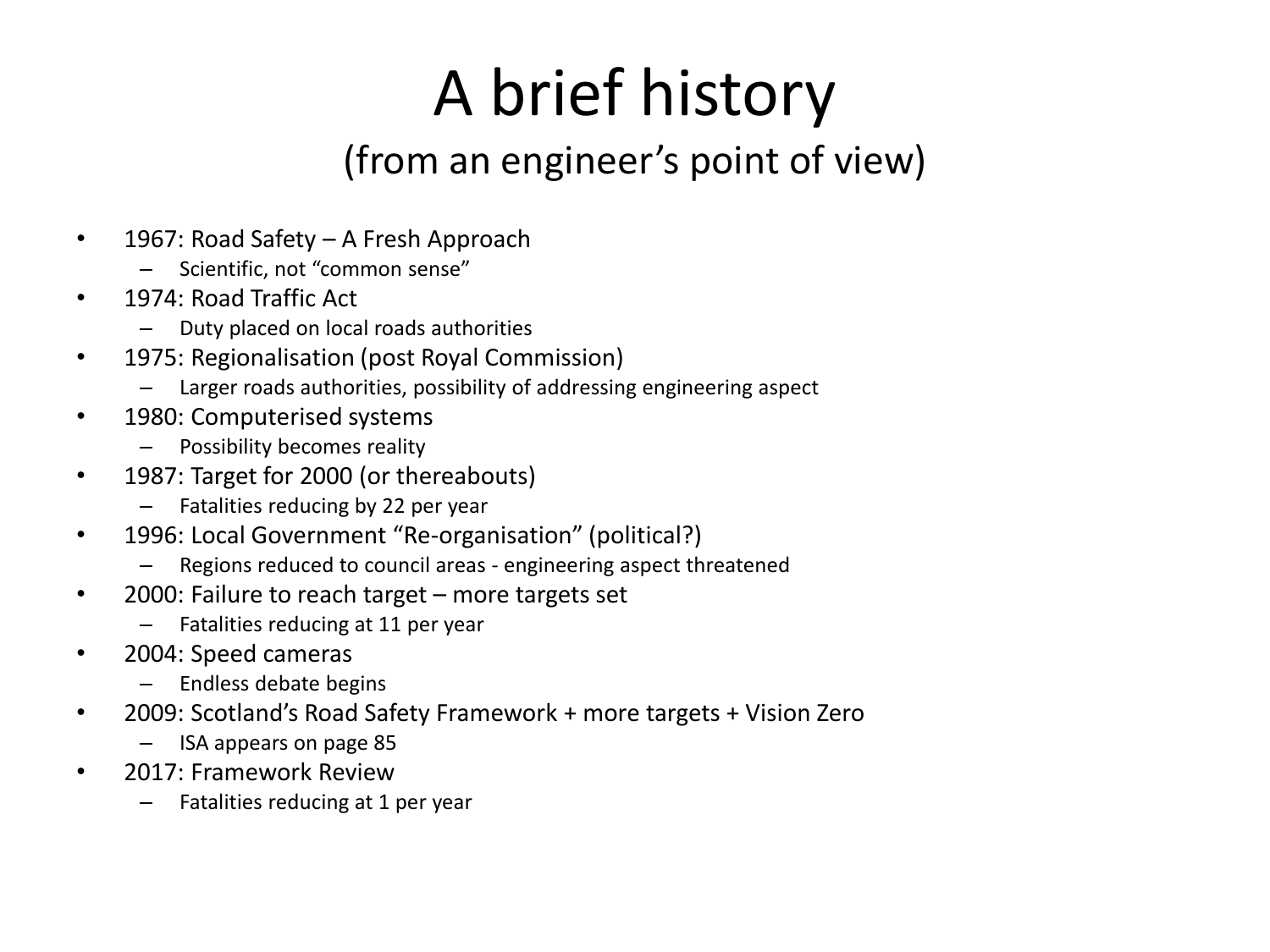# A brief history

## (from an engineer's point of view)

- 1967: Road Safety – A Fresh Approach
  - Scientific, not "common sense"
- 1974: Road Traffic Act
  - Duty placed on local roads authorities
- 1975: Regionalisation (post Royal Commission)
  - Larger roads authorities, possibility of addressing engineering aspect
- 1980: Computerised systems
  - Possibility becomes reality
- 1987: Target for 2000 (or thereabouts)
  - Fatalities reducing by 22 per year
- 1996: Local Government "Re-organisation" (political?)
  - Regions reduced to council areas - engineering aspect threatened
- 2000: Failure to reach target – more targets set
  - Fatalities reducing at 11 per year
- 2004: Speed cameras
  - Endless debate begins
- 2009: Scotland's Road Safety Framework + more targets + Vision Zero
  - ISA appears on page 85
- 2017: Framework Review
  - Fatalities reducing at 1 per year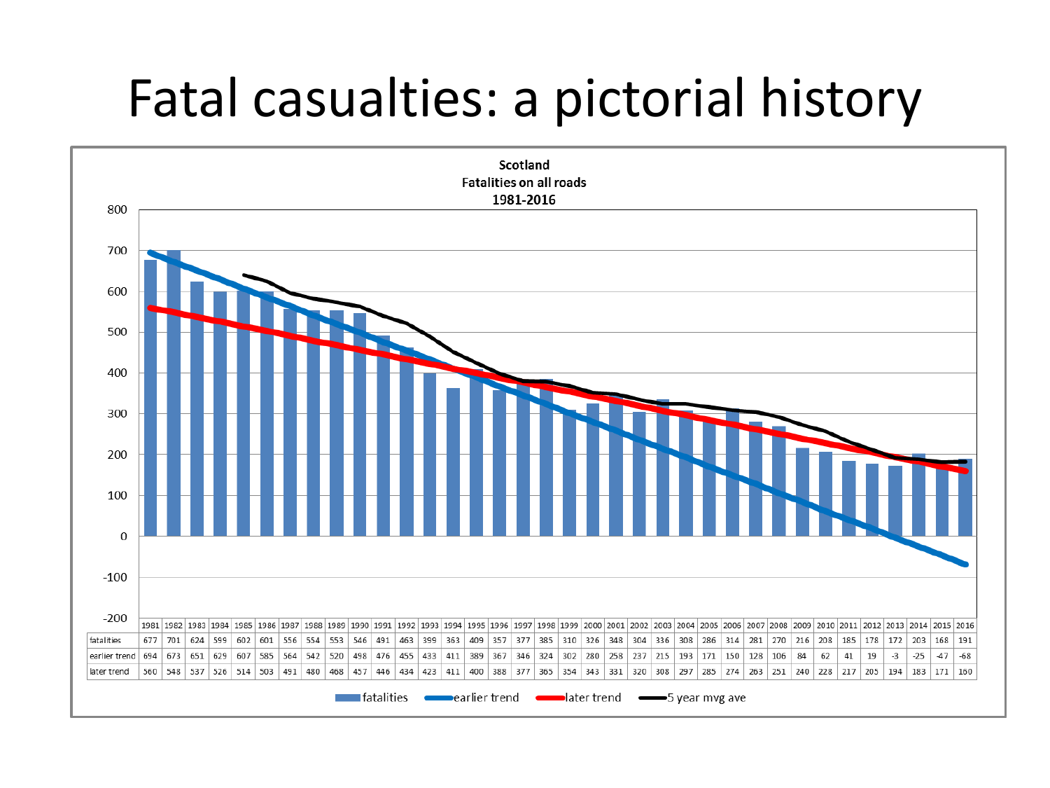# Fatal casualties: a pictorial history

**Scotland**
**Fatalities on all roads**
**1981-2016**

| | 1981 | 1982 | 1983 | 1984 | 1985 | 1986 | 1987 | 1988 | 1989 | 1990 | 1991 | 1992 | 1993 | 1994 | 1995 | 1996 | 1997 | 1998 | 1999 | 2000 | 2001 | 2002 | 2003 | 2004 | 2005 | 2006 | 2007 | 2008 | 2009 | 2010 | 2011 | 2012 | 2013 | 2014 | 2015 | 2016 |
|---|---|---|---|---|---|---|---|---|---|---|---|---|---|---|---|---|---|---|---|---|---|---|---|---|---|---|---|---|---|---|---|---|---|---|---|---|
| fatalities | 677 | 701 | 624 | 599 | 602 | 601 | 556 | 554 | 553 | 546 | 491 | 463 | 399 | 363 | 409 | 357 | 377 | 385 | 310 | 326 | 348 | 304 | 336 | 308 | 286 | 314 | 281 | 270 | 216 | 208 | 185 | 178 | 172 | 203 | 168 | 191 |
| earlier trend | 694 | 673 | 651 | 629 | 607 | 585 | 564 | 542 | 520 | 498 | 476 | 455 | 433 | 411 | 389 | 367 | 346 | 324 | 302 | 280 | 258 | 237 | 215 | 193 | 171 | 150 | 128 | 106 | 84 | 62 | 41 | 19 | -3 | -25 | -47 | -68 |
| later trend | 560 | 548 | 537 | 526 | 514 | 503 | 491 | 480 | 468 | 457 | 446 | 434 | 423 | 411 | 400 | 388 | 377 | 365 | 354 | 343 | 331 | 320 | 308 | 297 | 285 | 274 | 263 | 251 | 240 | 228 | 217 | 205 | 194 | 183 | 171 | 160 |

fatalities — earlier trend — later trend — 5 year mvg ave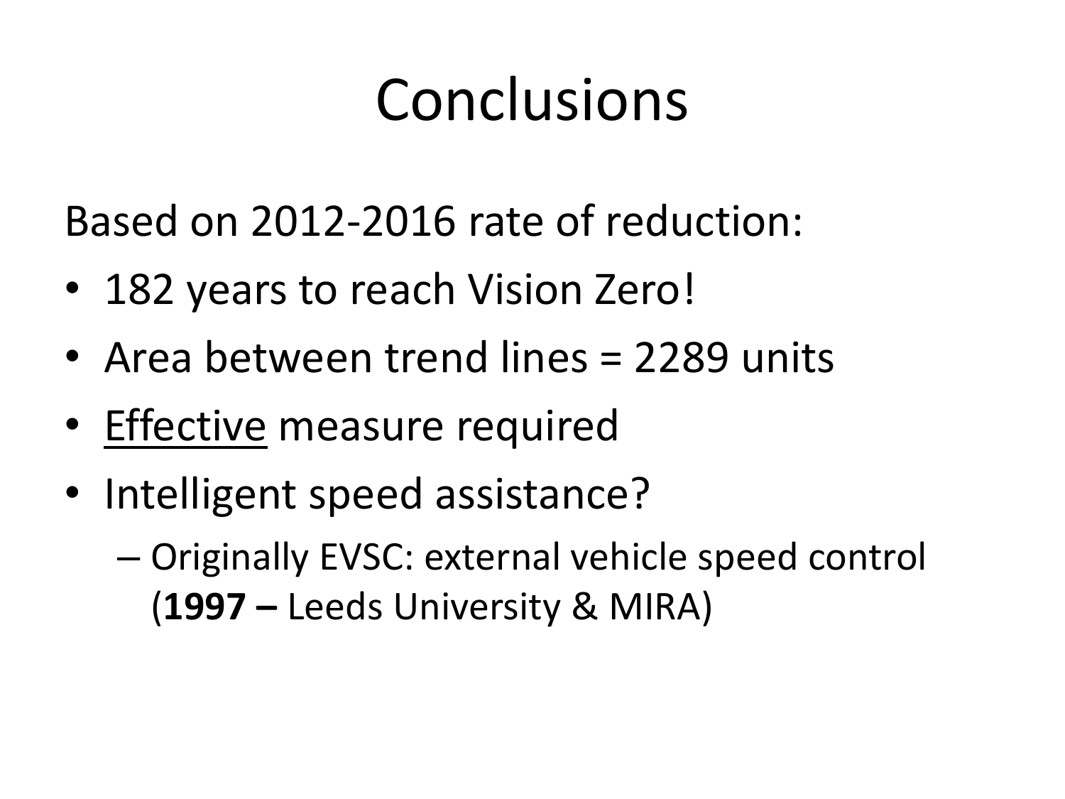# Conclusions

Based on 2012-2016 rate of reduction:

- 182 years to reach Vision Zero!
- Area between trend lines = 2289 units
- <u>Effective</u> measure required
- Intelligent speed assistance?
  - Originally EVSC: external vehicle speed control (**1997 –** Leeds University & MIRA)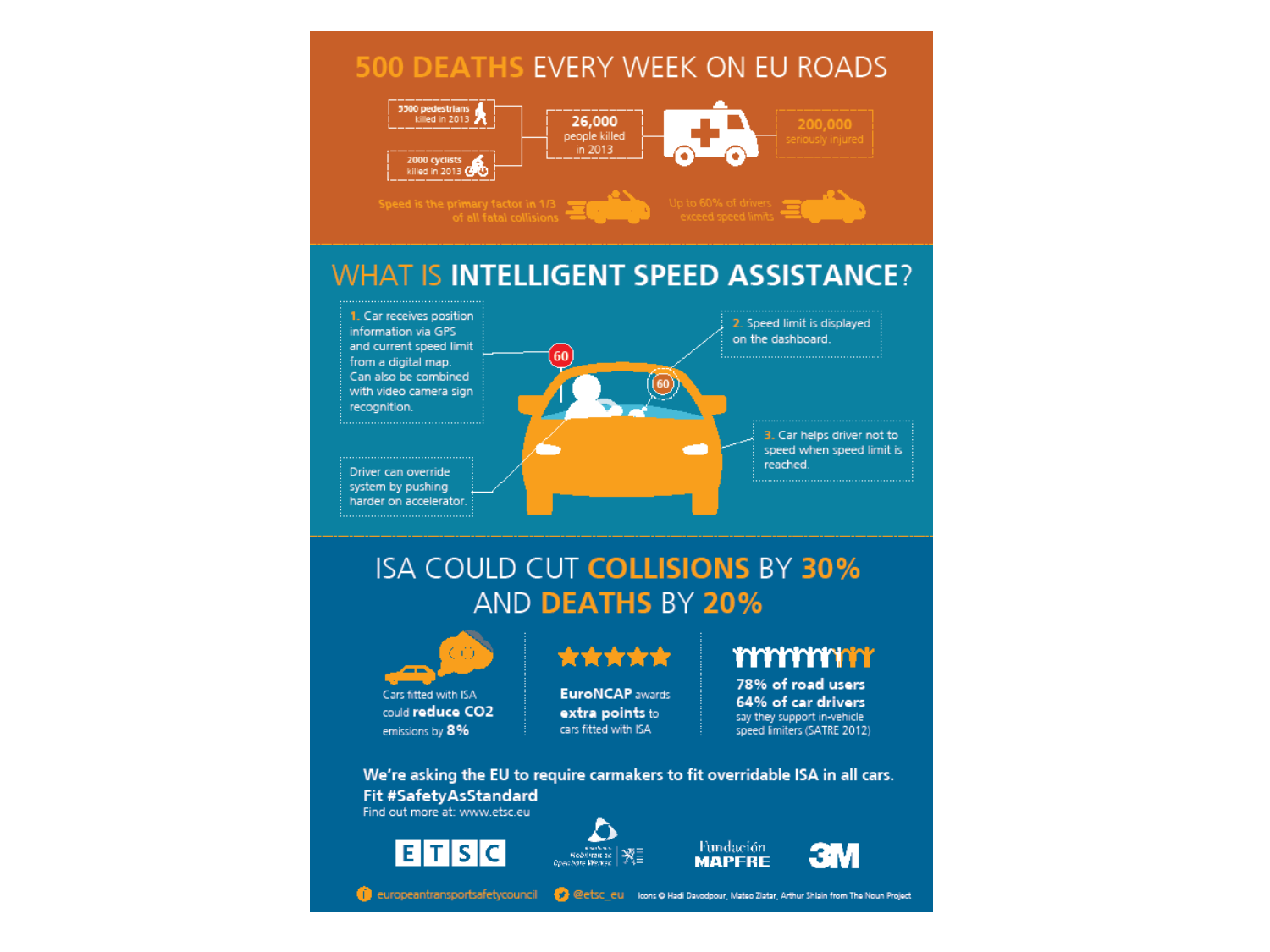# 500 DEATHS EVERY WEEK ON EU ROADS

5500 pedestrians killed in 2013

2000 cyclists killed in 2013

26,000 people killed in 2013

200,000 seriously injured

Speed is the primary factor in 1/3 of all fatal collisions

Up to 60% of drivers exceed speed limits

# WHAT IS INTELLIGENT SPEED ASSISTANCE?

1. Car receives position information via GPS and current speed limit from a digital map. Can also be combined with video camera sign recognition.

2. Speed limit is displayed on the dashboard.

3. Car helps driver not to speed when speed limit is reached.

Driver can override system by pushing harder on accelerator.

60

60

# ISA COULD CUT COLLISIONS BY 30% AND DEATHS BY 20%

Cars fitted with ISA could **reduce $CO_2$** emissions by **8%**

**EuroNCAP** awards **extra points** to cars fitted with ISA

**78% of road users**
**64% of car drivers**
say they support in-vehicle speed limiters (SATRE 2012)

**We're asking the EU to require carmakers to fit overridable ISA in all cars.**
**Fit #SafetyAsStandard**
Find out more at: www.etsc.eu

ETSC

Fundación MAPFRE

3M

europeantransportsafetycouncil @etsc_eu Icons © Hadi Davodpour, Mateo Zlatar, Arthur Shlain from The Noun Project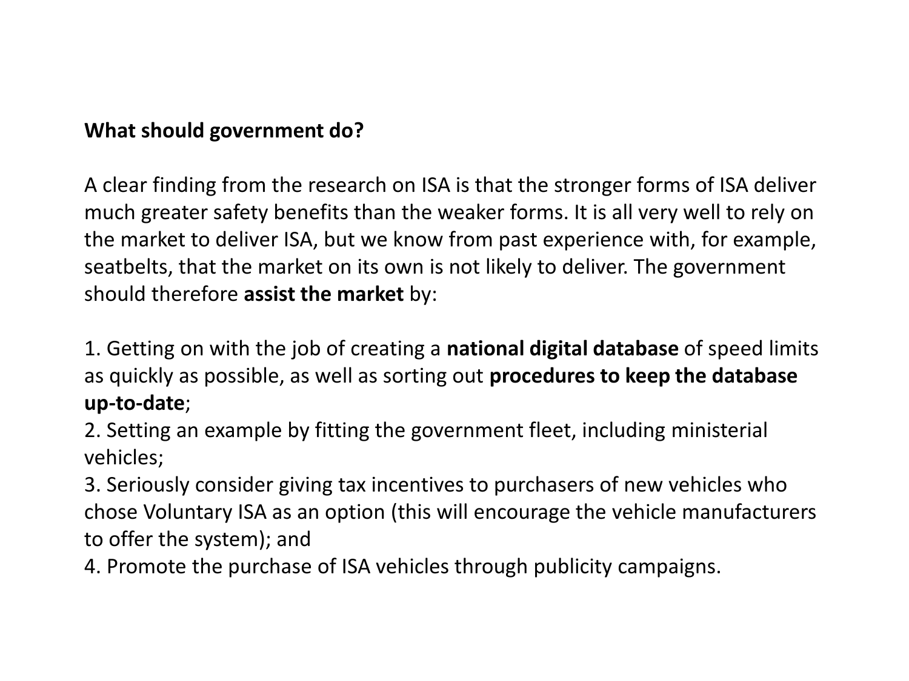**What should government do?**

A clear finding from the research on ISA is that the stronger forms of ISA deliver much greater safety benefits than the weaker forms. It is all very well to rely on the market to deliver ISA, but we know from past experience with, for example, seatbelts, that the market on its own is not likely to deliver. The government should therefore **assist the market** by:

1. Getting on with the job of creating a **national digital database** of speed limits as quickly as possible, as well as sorting out **procedures to keep the database up-to-date**;
2. Setting an example by fitting the government fleet, including ministerial vehicles;
3. Seriously consider giving tax incentives to purchasers of new vehicles who chose Voluntary ISA as an option (this will encourage the vehicle manufacturers to offer the system); and
4. Promote the purchase of ISA vehicles through publicity campaigns.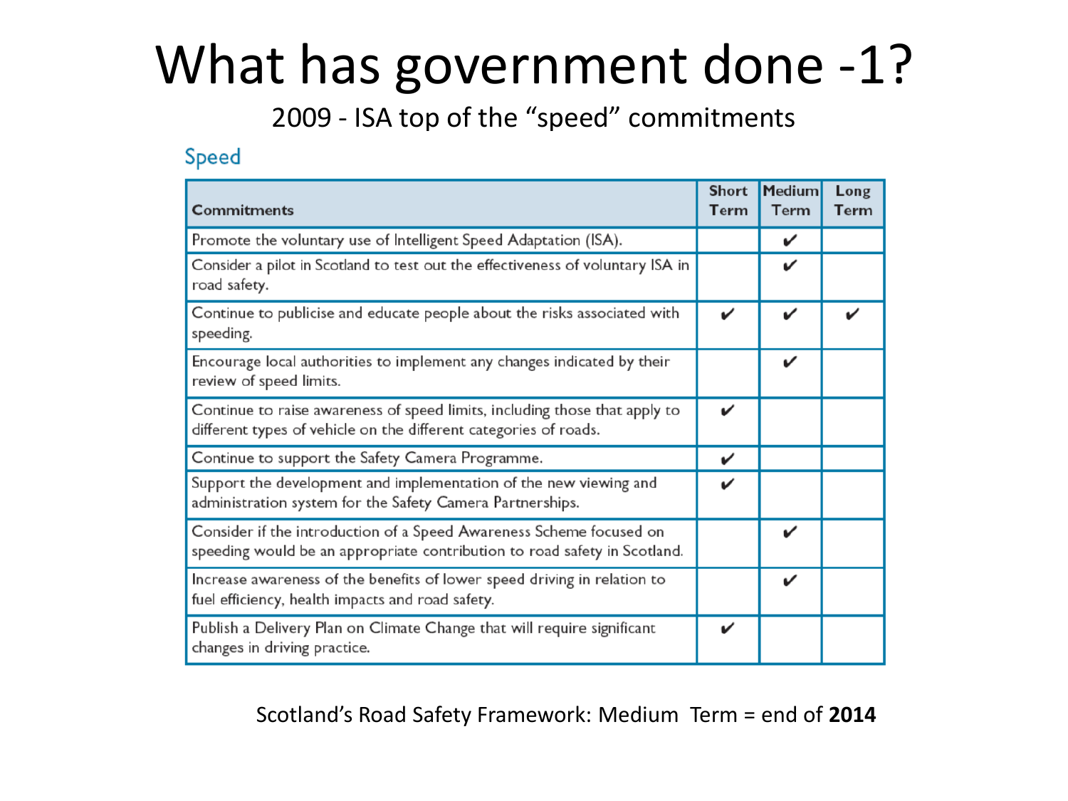# What has government done -1?

2009 - ISA top of the "speed" commitments

## Speed

| Commitments | Short Term | Medium Term | Long Term |
|---|---|---|---|
| Promote the voluntary use of Intelligent Speed Adaptation (ISA). | | ✔ | |
| Consider a pilot in Scotland to test out the effectiveness of voluntary ISA in road safety. | | ✔ | |
| Continue to publicise and educate people about the risks associated with speeding. | ✔ | ✔ | ✔ |
| Encourage local authorities to implement any changes indicated by their review of speed limits. | | ✔ | |
| Continue to raise awareness of speed limits, including those that apply to different types of vehicle on the different categories of roads. | ✔ | | |
| Continue to support the Safety Camera Programme. | ✔ | | |
| Support the development and implementation of the new viewing and administration system for the Safety Camera Partnerships. | ✔ | | |
| Consider if the introduction of a Speed Awareness Scheme focused on speeding would be an appropriate contribution to road safety in Scotland. | | ✔ | |
| Increase awareness of the benefits of lower speed driving in relation to fuel efficiency, health impacts and road safety. | | ✔ | |
| Publish a Delivery Plan on Climate Change that will require significant changes in driving practice. | ✔ | | |

Scotland's Road Safety Framework: Medium Term = end of **2014**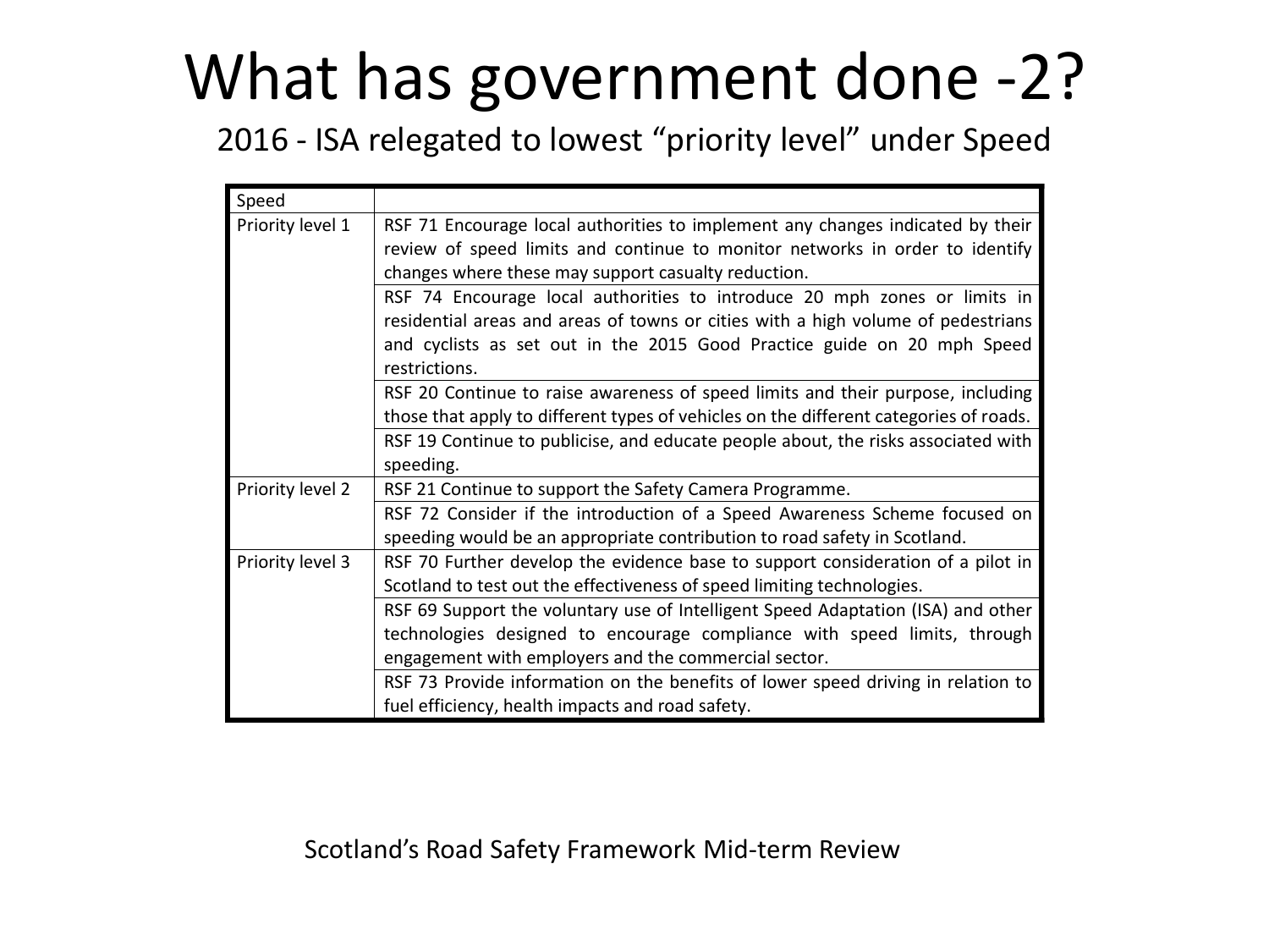# What has government done -2?

2016 - ISA relegated to lowest "priority level" under Speed

| Speed | |
|---|---|
| Priority level 1 | RSF 71 Encourage local authorities to implement any changes indicated by their review of speed limits and continue to monitor networks in order to identify changes where these may support casualty reduction. |
| | RSF 74 Encourage local authorities to introduce 20 mph zones or limits in residential areas and areas of towns or cities with a high volume of pedestrians and cyclists as set out in the 2015 Good Practice guide on 20 mph Speed restrictions. |
| | RSF 20 Continue to raise awareness of speed limits and their purpose, including those that apply to different types of vehicles on the different categories of roads. |
| | RSF 19 Continue to publicise, and educate people about, the risks associated with speeding. |
| Priority level 2 | RSF 21 Continue to support the Safety Camera Programme. |
| | RSF 72 Consider if the introduction of a Speed Awareness Scheme focused on speeding would be an appropriate contribution to road safety in Scotland. |
| Priority level 3 | RSF 70 Further develop the evidence base to support consideration of a pilot in Scotland to test out the effectiveness of speed limiting technologies. |
| | RSF 69 Support the voluntary use of Intelligent Speed Adaptation (ISA) and other technologies designed to encourage compliance with speed limits, through engagement with employers and the commercial sector. |
| | RSF 73 Provide information on the benefits of lower speed driving in relation to fuel efficiency, health impacts and road safety. |

Scotland's Road Safety Framework Mid-term Review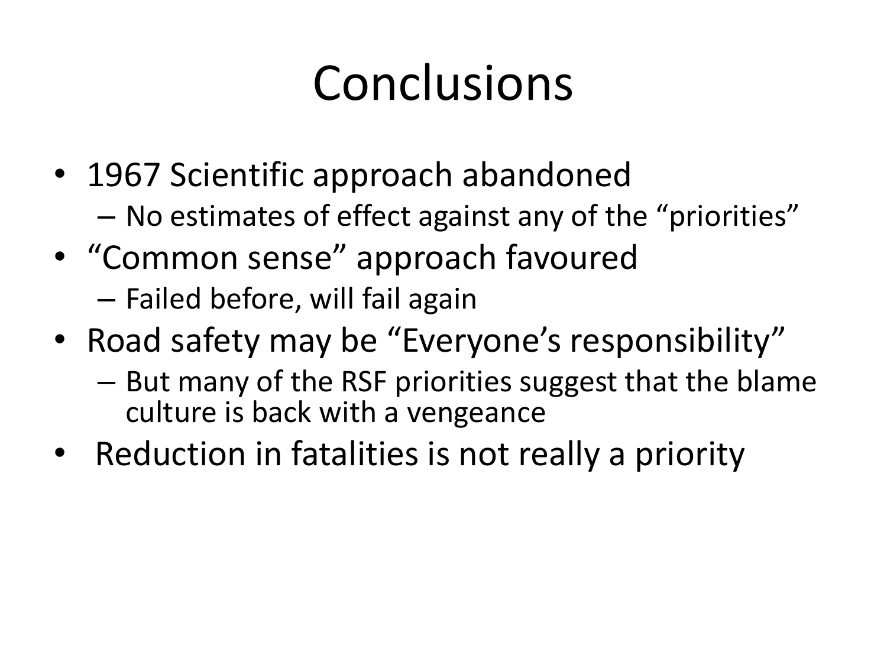# Conclusions

- 1967 Scientific approach abandoned
  - No estimates of effect against any of the “priorities”
- “Common sense” approach favoured
  - Failed before, will fail again
- Road safety may be “Everyone’s responsibility”
  - But many of the RSF priorities suggest that the blame culture is back with a vengeance
- Reduction in fatalities is not really a priority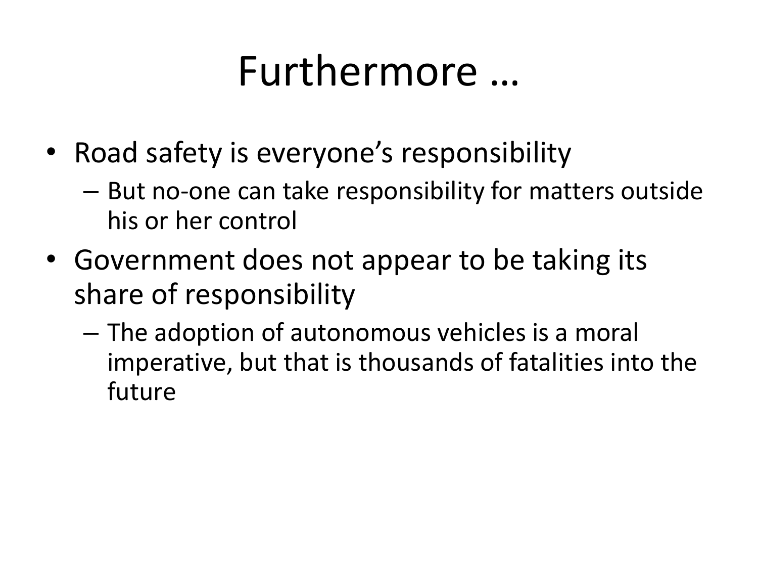# Furthermore …

- Road safety is everyone's responsibility
  - But no-one can take responsibility for matters outside his or her control
- Government does not appear to be taking its share of responsibility
  - The adoption of autonomous vehicles is a moral imperative, but that is thousands of fatalities into the future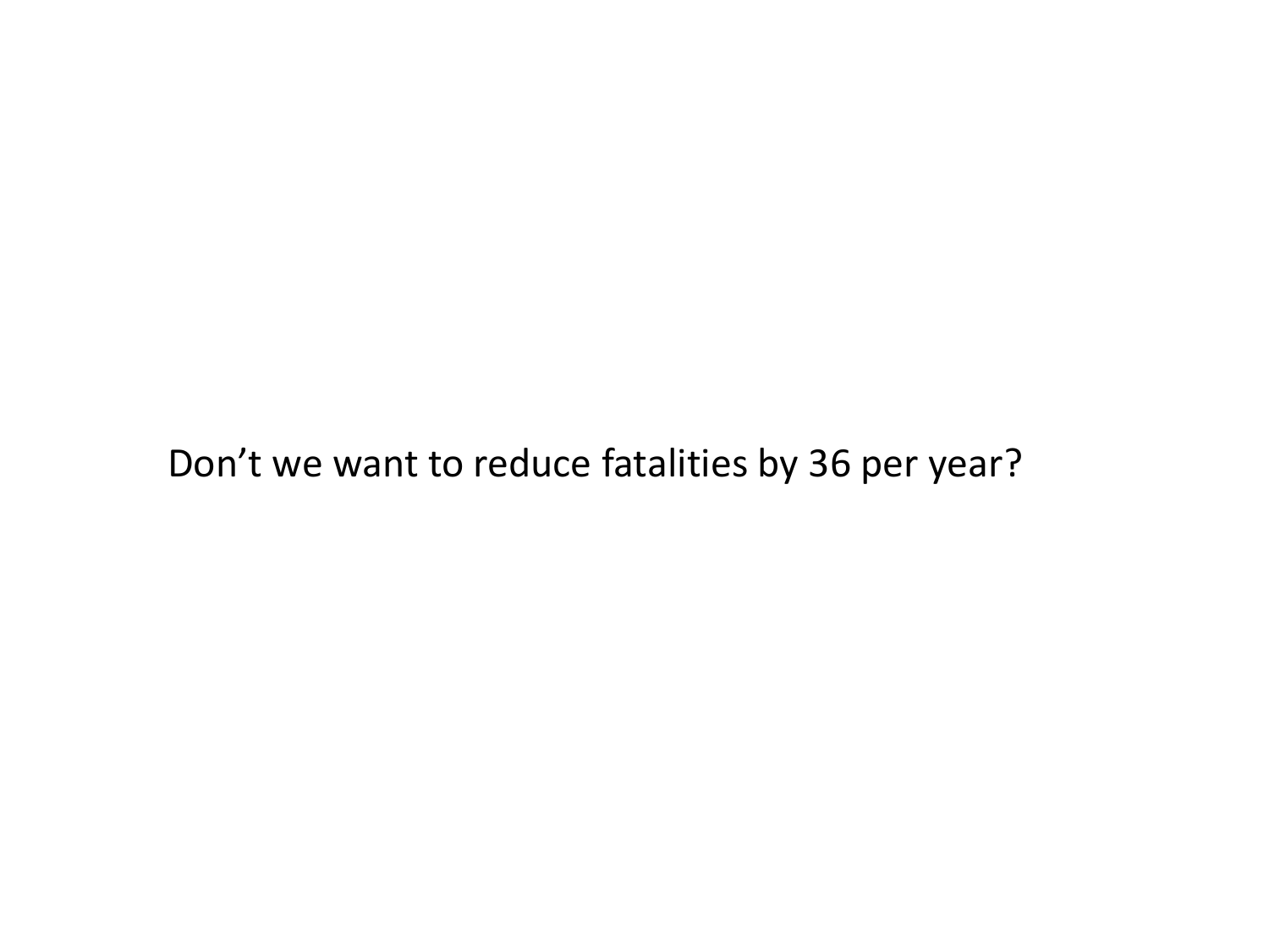Don’t we want to reduce fatalities by 36 per year?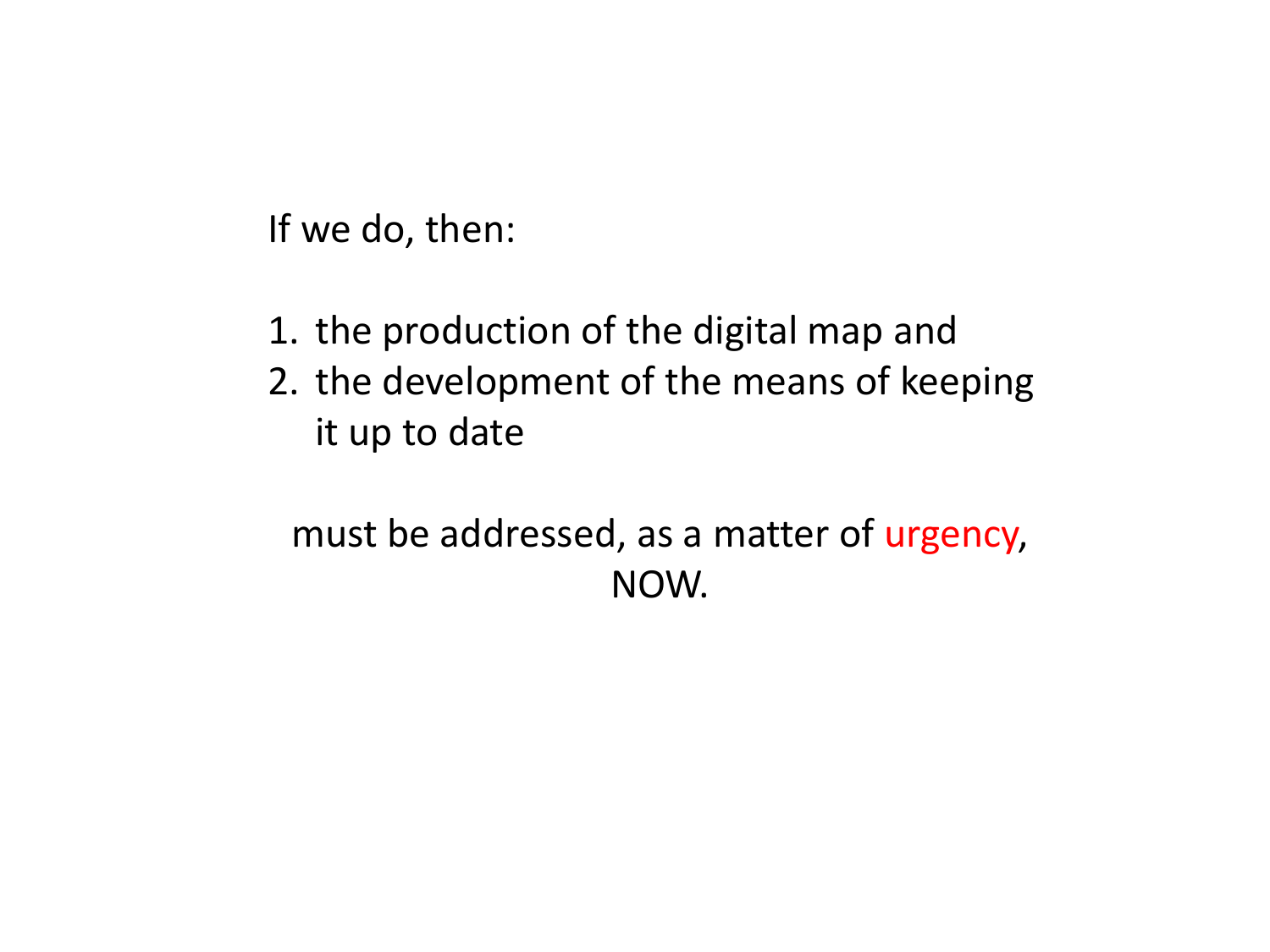If we do, then:

1. the production of the digital map and
2. the development of the means of keeping it up to date

must be addressed, as a matter of urgency, NOW.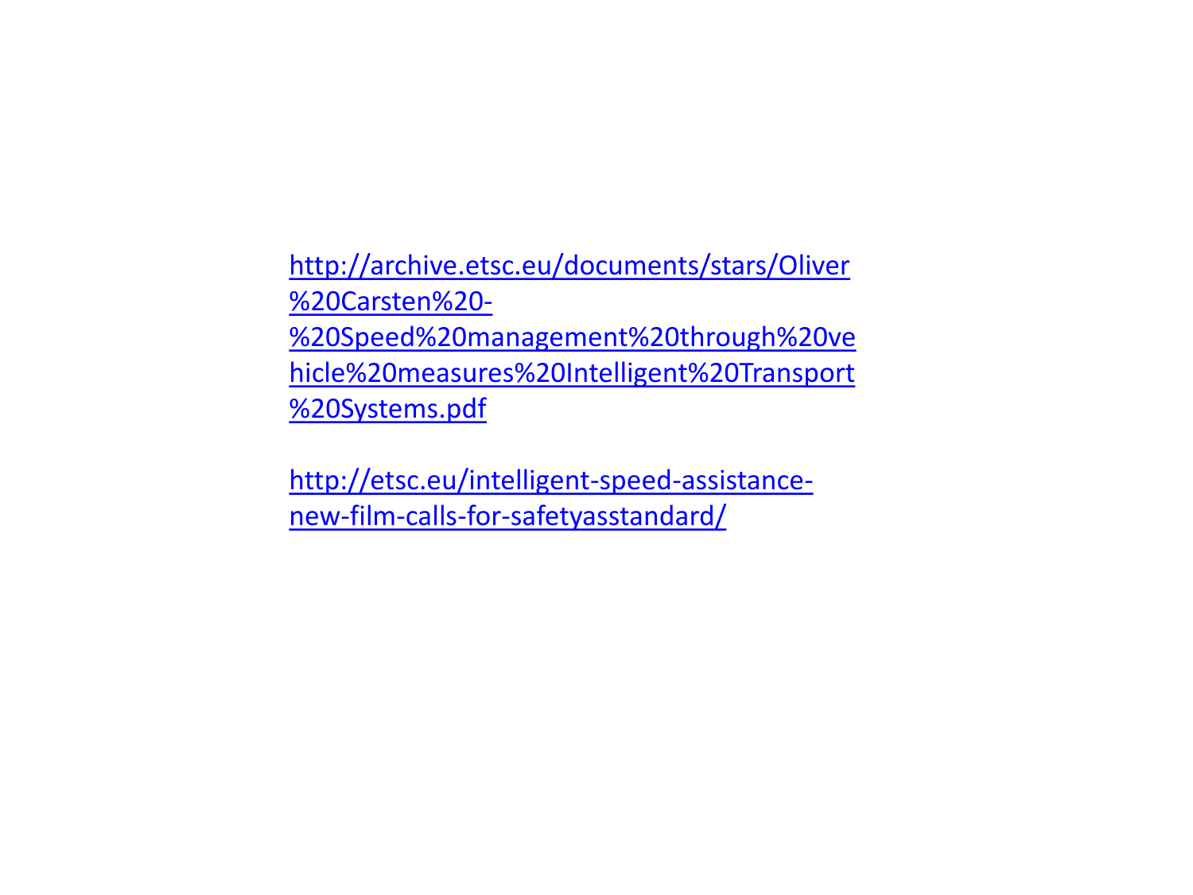http://archive.etsc.eu/documents/stars/Oliver%20Carsten%20-%20Speed%20management%20through%20vehicle%20measures%20Intelligent%20Transport%20Systems.pdf

http://etsc.eu/intelligent-speed-assistance-new-film-calls-for-safetyasstandard/